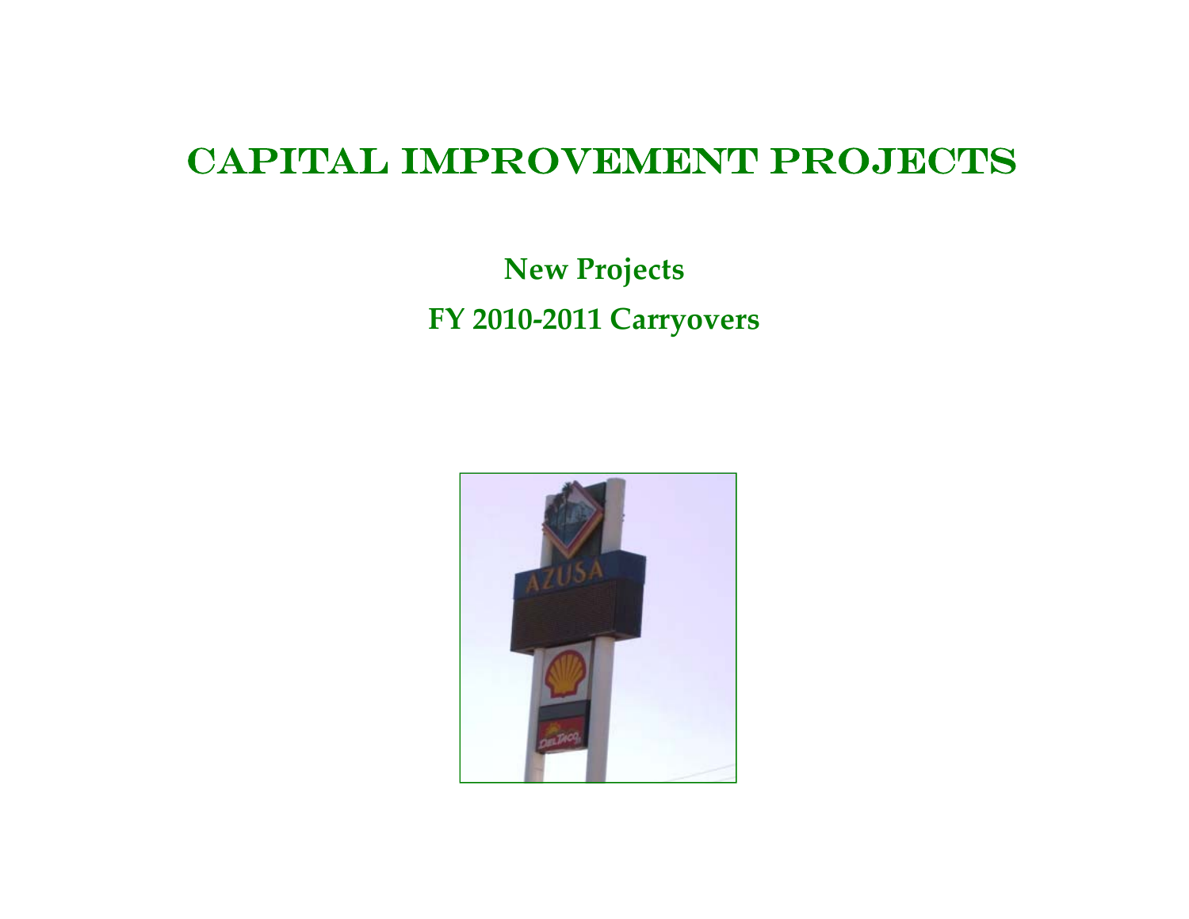# CAPITAL IMPROVEMENT PROJECTS

## New Projects

## FY 2010-2011 Carryovers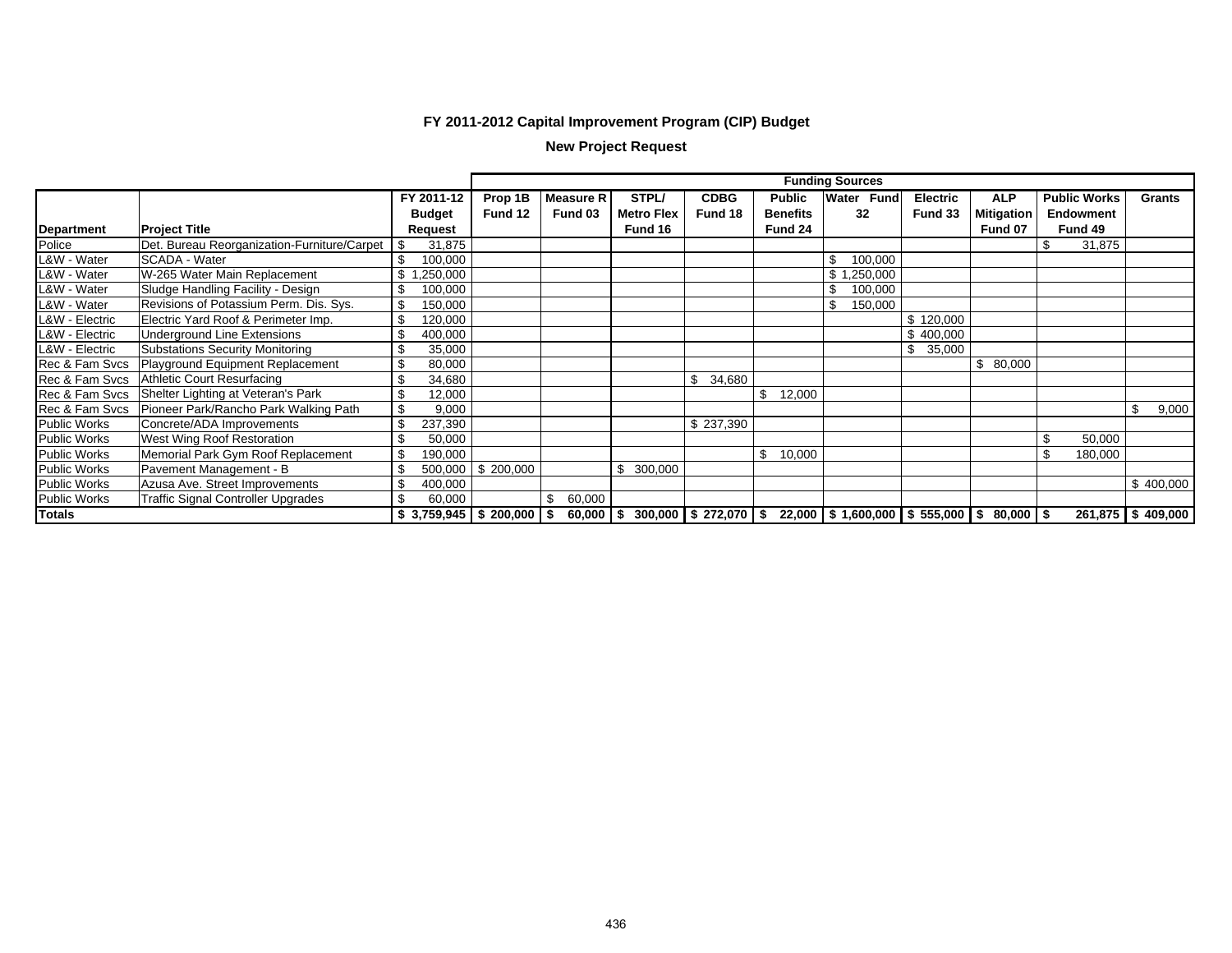# FY 2011-2012 Capital Improvement Program (CIP) Budget

## New Project Request

| | | | Funding Sources | | | | | | | | | | |
|---|---|---|---|---|---|---|---|---|---|---|---|---|---|
| **Department** | **Project Title** | **FY 2011-12 Budget Request** | **Prop 1B Fund 12** | **Measure R Fund 03** | **STPL/ Metro Flex Fund 16** | **CDBG Fund 18** | **Public Benefits Fund 24** | **Water Fund 32** | **Electric Fund 33** | **ALP Mitigation Fund 07** | **Public Works Endowment Fund 49** | **Grants** |
| Police | Det. Bureau Reorganization-Furniture/Carpet | $ 31,875 | | | | | | | | | $ 31,875 | |
| L&W - Water | SCADA - Water | $ 100,000 | | | | | | $ 100,000 | | | | |
| L&W - Water | W-265 Water Main Replacement | $ 1,250,000 | | | | | | $ 1,250,000 | | | | |
| L&W - Water | Sludge Handling Facility - Design | $ 100,000 | | | | | | $ 100,000 | | | | |
| L&W - Water | Revisions of Potassium Perm. Dis. Sys. | $ 150,000 | | | | | | $ 150,000 | | | | |
| L&W - Electric | Electric Yard Roof & Perimeter Imp. | $ 120,000 | | | | | | | $ 120,000 | | | |
| L&W - Electric | Underground Line Extensions | $ 400,000 | | | | | | | $ 400,000 | | | |
| L&W - Electric | Substations Security Monitoring | $ 35,000 | | | | | | | $ 35,000 | | | |
| Rec & Fam Svcs | Playground Equipment Replacement | $ 80,000 | | | | | | | | $ 80,000 | | |
| Rec & Fam Svcs | Athletic Court Resurfacing | $ 34,680 | | | | $ 34,680 | | | | | | |
| Rec & Fam Svcs | Shelter Lighting at Veteran's Park | $ 12,000 | | | | | $ 12,000 | | | | | |
| Rec & Fam Svcs | Pioneer Park/Rancho Park Walking Path | $ 9,000 | | | | | | | | | | $ 9,000 |
| Public Works | Concrete/ADA Improvements | $ 237,390 | | | | $ 237,390 | | | | | | |
| Public Works | West Wing Roof Restoration | $ 50,000 | | | | | | | | | $ 50,000 | |
| Public Works | Memorial Park Gym Roof Replacement | $ 190,000 | | | | | $ 10,000 | | | | $ 180,000 | |
| Public Works | Pavement Management - B | $ 500,000 | $ 200,000 | | $ 300,000 | | | | | | | |
| Public Works | Azusa Ave. Street Improvements | $ 400,000 | | | | | | | | | | $ 400,000 |
| Public Works | Traffic Signal Controller Upgrades | $ 60,000 | | $ 60,000 | | | | | | | | |
| **Totals** | | **$ 3,759,945** | **$ 200,000** | **$ 60,000** | **$ 300,000** | **$ 272,070** | **$ 22,000** | **$ 1,600,000** | **$ 555,000** | **$ 80,000** | **$ 261,875** | **$ 409,000** |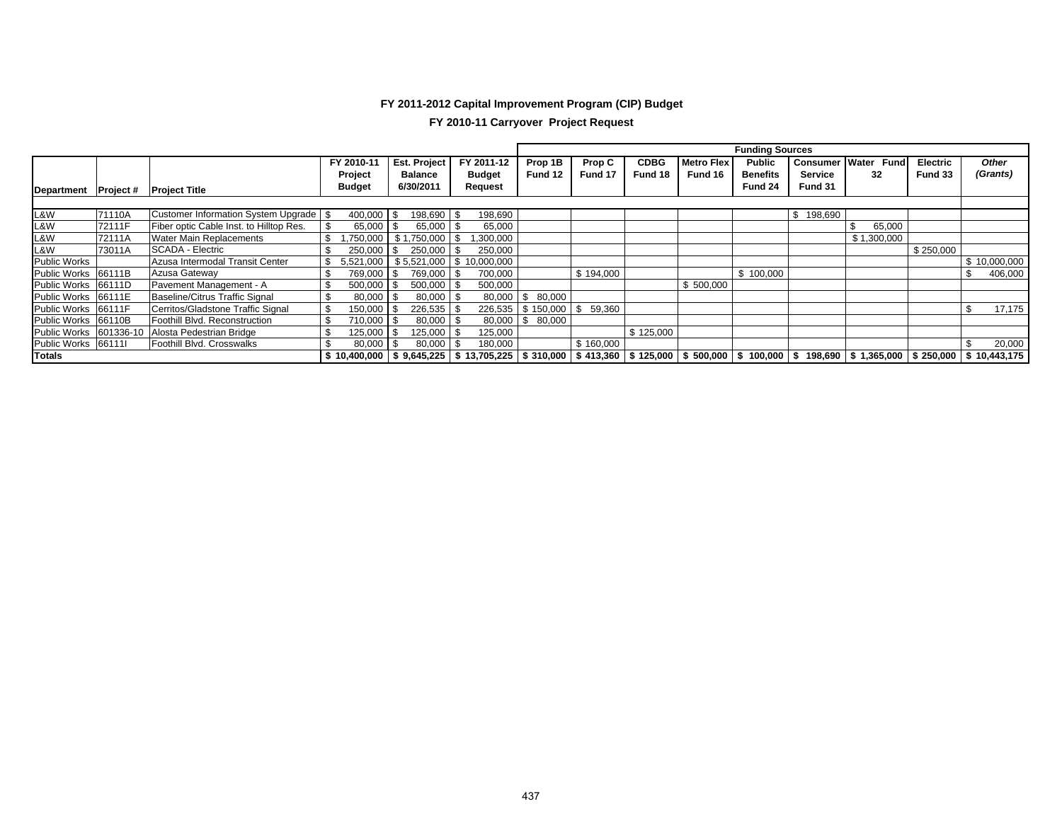### FY 2011-2012 Capital Improvement Program (CIP) Budget

### FY 2010-11 Carryover Project Request

| Department | Project # | Project Title | FY 2010-11 Project Budget | Est. Project Balance 6/30/2011 | FY 2011-12 Budget Request | Funding Sources: Prop 1B Fund 12 | Prop C Fund 17 | CDBG Fund 18 | Metro Flex Fund 16 | Public Benefits Fund 24 | Consumer Service Fund 31 | Water Fund 32 | Electric Fund 33 | *Other (Grants)* |
|---|---|---|---|---|---|---|---|---|---|---|---|---|---|---|
| L&W | 71110A | Customer Information System Upgrade | $ 400,000 | $ 198,690 | $ 198,690 | | | | | | $ 198,690 | | | |
| L&W | 72111F | Fiber optic Cable Inst. to Hilltop Res. | $ 65,000 | $ 65,000 | $ 65,000 | | | | | | | $ 65,000 | | |
| L&W | 72111A | Water Main Replacements | $ 1,750,000 | $ 1,750,000 | $ 1,300,000 | | | | | | | $ 1,300,000 | | |
| L&W | 73011A | SCADA - Electric | $ 250,000 | $ 250,000 | $ 250,000 | | | | | | | | $ 250,000 | |
| Public Works | | Azusa Intermodal Transit Center | $ 5,521,000 | $ 5,521,000 | $ 10,000,000 | | | | | | | | | $ 10,000,000 |
| Public Works | 66111B | Azusa Gateway | $ 769,000 | $ 769,000 | $ 700,000 | | $ 194,000 | | | $ 100,000 | | | | $ 406,000 |
| Public Works | 66111D | Pavement Management - A | $ 500,000 | $ 500,000 | $ 500,000 | | | | $ 500,000 | | | | | |
| Public Works | 66111E | Baseline/Citrus Traffic Signal | $ 80,000 | $ 80,000 | $ 80,000 | $ 80,000 | | | | | | | | |
| Public Works | 66111F | Cerritos/Gladstone Traffic Signal | $ 150,000 | $ 226,535 | $ 226,535 | $ 150,000 | $ 59,360 | | | | | | | $ 17,175 |
| Public Works | 66110B | Foothill Blvd. Reconstruction | $ 710,000 | $ 80,000 | $ 80,000 | $ 80,000 | | | | | | | | |
| Public Works | 601336-10 | Alosta Pedestrian Bridge | $ 125,000 | $ 125,000 | $ 125,000 | | | $ 125,000 | | | | | | |
| Public Works | 66111I | Foothill Blvd. Crosswalks | $ 80,000 | $ 80,000 | $ 180,000 | | $ 160,000 | | | | | | | $ 20,000 |
| **Totals** | | | **$ 10,400,000** | **$ 9,645,225** | **$ 13,705,225** | **$ 310,000** | **$ 413,360** | **$ 125,000** | **$ 500,000** | **$ 100,000** | **$ 198,690** | **$ 1,365,000** | **$ 250,000** | **$ 10,443,175** |